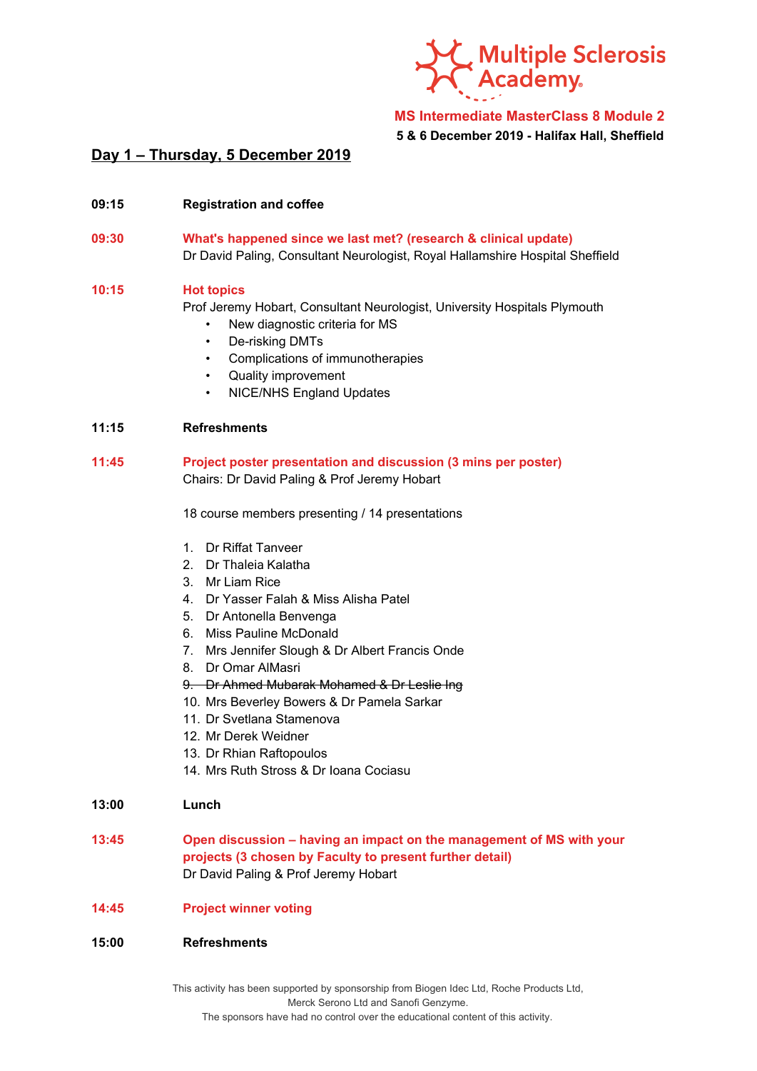Multiple Sclerosis Academy

**MS Intermediate MasterClass 8 Module 2**

**5 & 6 December 2019 - Halifax Hall, Sheffield**

## Day 1 – Thursday, 5 December 2019

**09:15** **Registration and coffee**

**09:30** **What's happened since we last met? (research & clinical update)**
Dr David Paling, Consultant Neurologist, Royal Hallamshire Hospital Sheffield

**10:15** **Hot topics**
Prof Jeremy Hobart, Consultant Neurologist, University Hospitals Plymouth

- New diagnostic criteria for MS
- De-risking DMTs
- Complications of immunotherapies
- Quality improvement
- NICE/NHS England Updates

**11:15** **Refreshments**

**11:45** **Project poster presentation and discussion (3 mins per poster)**
Chairs: Dr David Paling & Prof Jeremy Hobart

18 course members presenting / 14 presentations

1. Dr Riffat Tanveer
2. Dr Thaleia Kalatha
3. Mr Liam Rice
4. Dr Yasser Falah & Miss Alisha Patel
5. Dr Antonella Benvenga
6. Miss Pauline McDonald
7. Mrs Jennifer Slough & Dr Albert Francis Onde
8. Dr Omar AlMasri
9. ~~Dr Ahmed Mubarak Mohamed & Dr Leslie Ing~~
10. Mrs Beverley Bowers & Dr Pamela Sarkar
11. Dr Svetlana Stamenova
12. Mr Derek Weidner
13. Dr Rhian Raftopoulos
14. Mrs Ruth Stross & Dr Ioana Cociasu

**13:00** **Lunch**

**13:45** **Open discussion – having an impact on the management of MS with your projects (3 chosen by Faculty to present further detail)**
Dr David Paling & Prof Jeremy Hobart

**14:45** **Project winner voting**

**15:00** **Refreshments**

This activity has been supported by sponsorship from Biogen Idec Ltd, Roche Products Ltd, Merck Serono Ltd and Sanofi Genzyme.
The sponsors have had no control over the educational content of this activity.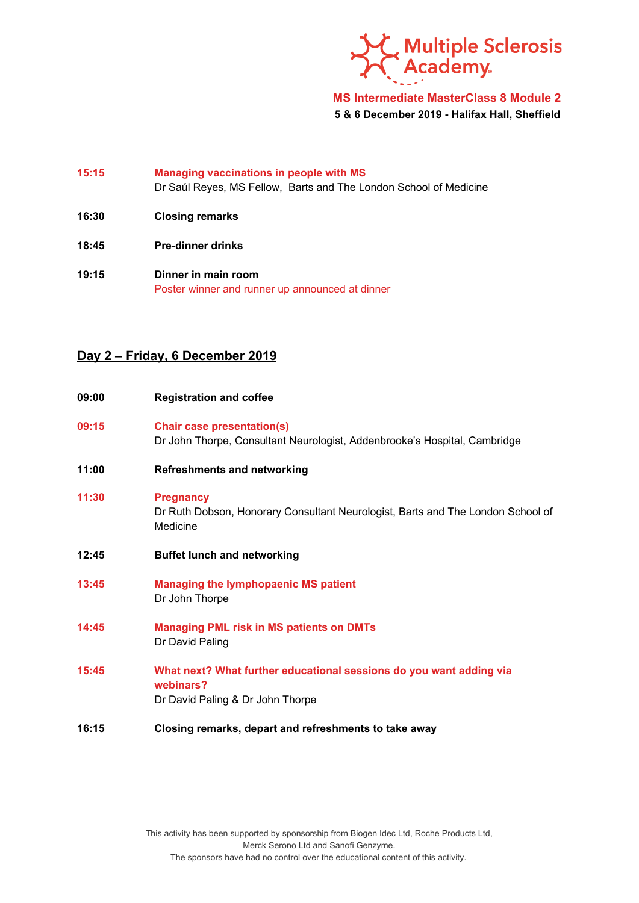Multiple Sclerosis Academy

**MS Intermediate MasterClass 8 Module 2**

**5 & 6 December 2019 - Halifax Hall, Sheffield**

**15:15** **Managing vaccinations in people with MS**
Dr Saúl Reyes, MS Fellow, Barts and The London School of Medicine

**16:30** **Closing remarks**

**18:45** **Pre-dinner drinks**

**19:15** **Dinner in main room**
Poster winner and runner up announced at dinner

## Day 2 – Friday, 6 December 2019

**09:00** **Registration and coffee**

**09:15** **Chair case presentation(s)**
Dr John Thorpe, Consultant Neurologist, Addenbrooke's Hospital, Cambridge

**11:00** **Refreshments and networking**

**11:30** **Pregnancy**
Dr Ruth Dobson, Honorary Consultant Neurologist, Barts and The London School of Medicine

**12:45** **Buffet lunch and networking**

**13:45** **Managing the lymphopaenic MS patient**
Dr John Thorpe

**14:45** **Managing PML risk in MS patients on DMTs**
Dr David Paling

**15:45** **What next? What further educational sessions do you want adding via webinars?**
Dr David Paling & Dr John Thorpe

**16:15** **Closing remarks, depart and refreshments to take away**

This activity has been supported by sponsorship from Biogen Idec Ltd, Roche Products Ltd, Merck Serono Ltd and Sanofi Genzyme.
The sponsors have had no control over the educational content of this activity.